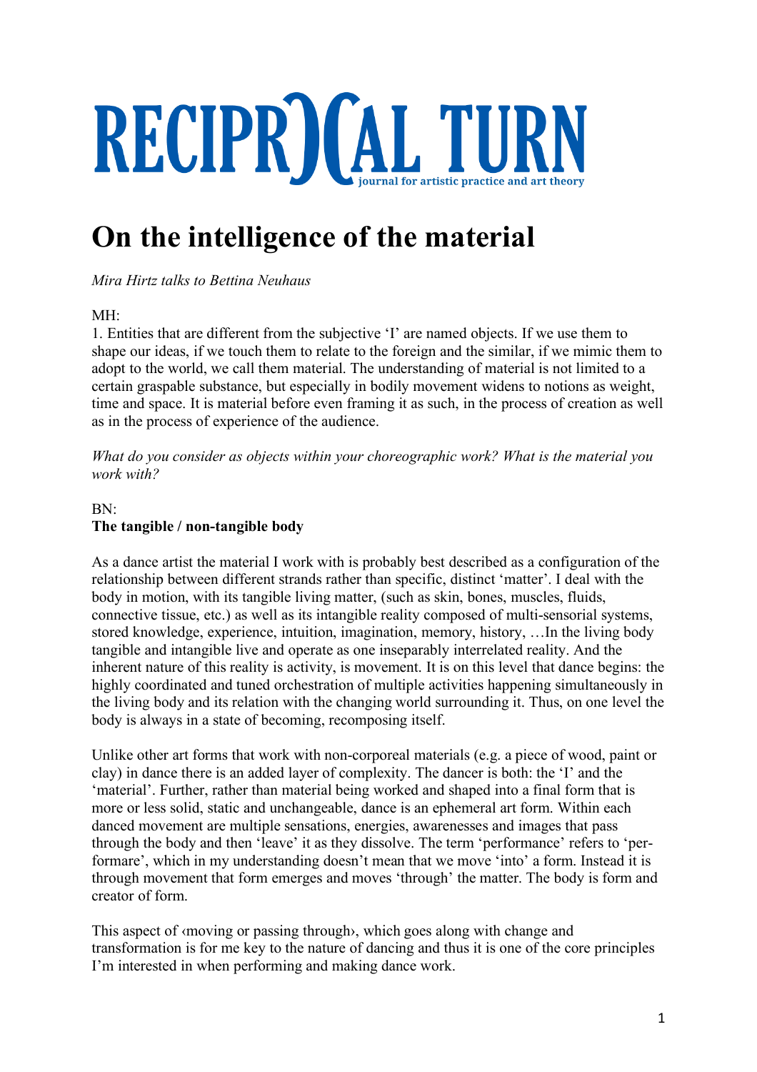RECIPROCAL TURN
journal for artistic practice and art theory

# On the intelligence of the material

*Mira Hirtz talks to Bettina Neuhaus*

MH:
1. Entities that are different from the subjective 'I' are named objects. If we use them to shape our ideas, if we touch them to relate to the foreign and the similar, if we mimic them to adopt to the world, we call them material. The understanding of material is not limited to a certain graspable substance, but especially in bodily movement widens to notions as weight, time and space. It is material before even framing it as such, in the process of creation as well as in the process of experience of the audience.

*What do you consider as objects within your choreographic work? What is the material you work with?*

BN:
**The tangible / non-tangible body**

As a dance artist the material I work with is probably best described as a configuration of the relationship between different strands rather than specific, distinct 'matter'. I deal with the body in motion, with its tangible living matter, (such as skin, bones, muscles, fluids, connective tissue, etc.) as well as its intangible reality composed of multi-sensorial systems, stored knowledge, experience, intuition, imagination, memory, history, …In the living body tangible and intangible live and operate as one inseparably interrelated reality. And the inherent nature of this reality is activity, is movement. It is on this level that dance begins: the highly coordinated and tuned orchestration of multiple activities happening simultaneously in the living body and its relation with the changing world surrounding it. Thus, on one level the body is always in a state of becoming, recomposing itself.

Unlike other art forms that work with non-corporeal materials (e.g. a piece of wood, paint or clay) in dance there is an added layer of complexity. The dancer is both: the 'I' and the 'material'. Further, rather than material being worked and shaped into a final form that is more or less solid, static and unchangeable, dance is an ephemeral art form. Within each danced movement are multiple sensations, energies, awarenesses and images that pass through the body and then 'leave' it as they dissolve. The term 'performance' refers to 'per-formare', which in my understanding doesn't mean that we move 'into' a form. Instead it is through movement that form emerges and moves 'through' the matter. The body is form and creator of form.

This aspect of ‹moving or passing through›, which goes along with change and transformation is for me key to the nature of dancing and thus it is one of the core principles I'm interested in when performing and making dance work.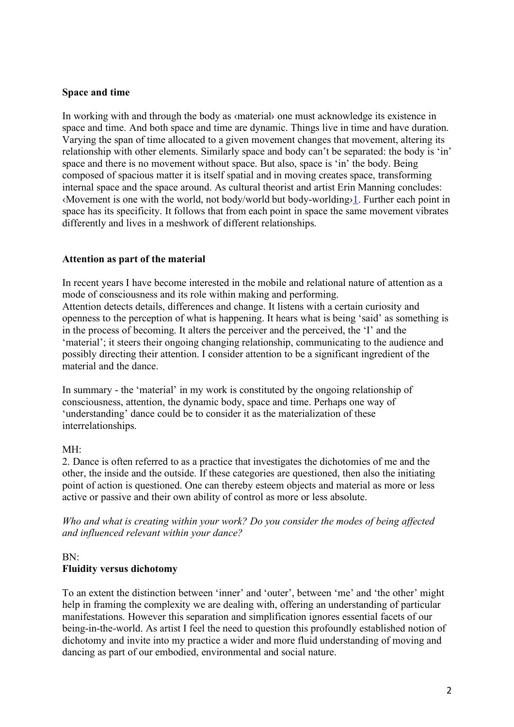**Space and time**

In working with and through the body as ‹material› one must acknowledge its existence in space and time. And both space and time are dynamic. Things live in time and have duration. Varying the span of time allocated to a given movement changes that movement, altering its relationship with other elements. Similarly space and body can't be separated: the body is 'in' space and there is no movement without space. But also, space is 'in' the body. Being composed of spacious matter it is itself spatial and in moving creates space, transforming internal space and the space around. As cultural theorist and artist Erin Manning concludes: ‹Movement is one with the world, not body/world but body-worlding›[1]. Further each point in space has its specificity. It follows that from each point in space the same movement vibrates differently and lives in a meshwork of different relationships.

**Attention as part of the material**

In recent years I have become interested in the mobile and relational nature of attention as a mode of consciousness and its role within making and performing.
Attention detects details, differences and change. It listens with a certain curiosity and openness to the perception of what is happening. It hears what is being 'said' as something is in the process of becoming. It alters the perceiver and the perceived, the 'I' and the 'material'; it steers their ongoing changing relationship, communicating to the audience and possibly directing their attention. I consider attention to be a significant ingredient of the material and the dance.

In summary - the 'material' in my work is constituted by the ongoing relationship of consciousness, attention, the dynamic body, space and time. Perhaps one way of 'understanding' dance could be to consider it as the materialization of these interrelationships.

MH:
2. Dance is often referred to as a practice that investigates the dichotomies of me and the other, the inside and the outside. If these categories are questioned, then also the initiating point of action is questioned. One can thereby esteem objects and material as more or less active or passive and their own ability of control as more or less absolute.

*Who and what is creating within your work? Do you consider the modes of being affected and influenced relevant within your dance?*

BN:
**Fluidity versus dichotomy**

To an extent the distinction between 'inner' and 'outer', between 'me' and 'the other' might help in framing the complexity we are dealing with, offering an understanding of particular manifestations. However this separation and simplification ignores essential facets of our being-in-the-world. As artist I feel the need to question this profoundly established notion of dichotomy and invite into my practice a wider and more fluid understanding of moving and dancing as part of our embodied, environmental and social nature.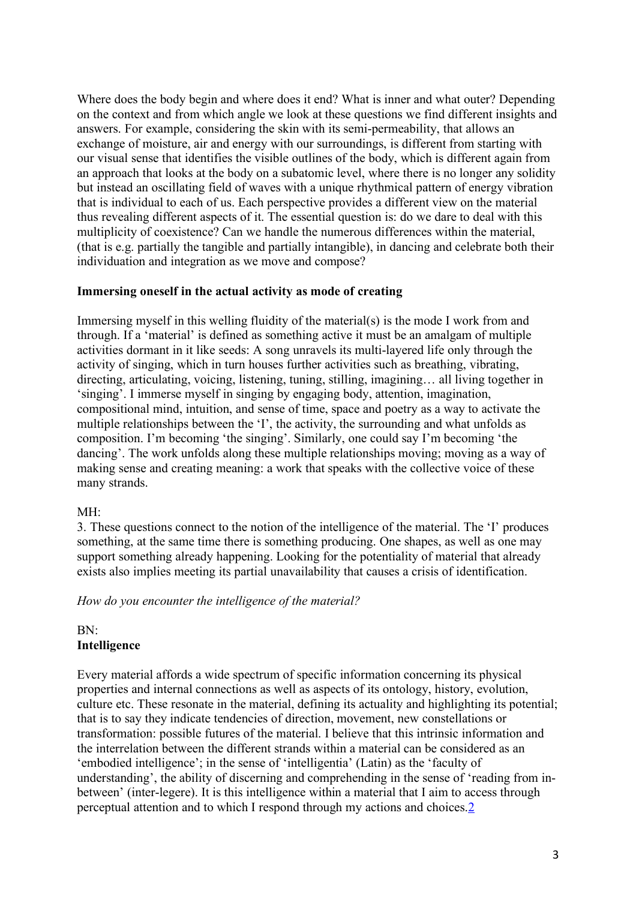Where does the body begin and where does it end? What is inner and what outer? Depending on the context and from which angle we look at these questions we find different insights and answers. For example, considering the skin with its semi-permeability, that allows an exchange of moisture, air and energy with our surroundings, is different from starting with our visual sense that identifies the visible outlines of the body, which is different again from an approach that looks at the body on a subatomic level, where there is no longer any solidity but instead an oscillating field of waves with a unique rhythmical pattern of energy vibration that is individual to each of us. Each perspective provides a different view on the material thus revealing different aspects of it. The essential question is: do we dare to deal with this multiplicity of coexistence? Can we handle the numerous differences within the material, (that is e.g. partially the tangible and partially intangible), in dancing and celebrate both their individuation and integration as we move and compose?

**Immersing oneself in the actual activity as mode of creating**

Immersing myself in this welling fluidity of the material(s) is the mode I work from and through. If a 'material' is defined as something active it must be an amalgam of multiple activities dormant in it like seeds: A song unravels its multi-layered life only through the activity of singing, which in turn houses further activities such as breathing, vibrating, directing, articulating, voicing, listening, tuning, stilling, imagining… all living together in 'singing'. I immerse myself in singing by engaging body, attention, imagination, compositional mind, intuition, and sense of time, space and poetry as a way to activate the multiple relationships between the 'I', the activity, the surrounding and what unfolds as composition. I'm becoming 'the singing'. Similarly, one could say I'm becoming 'the dancing'. The work unfolds along these multiple relationships moving; moving as a way of making sense and creating meaning: a work that speaks with the collective voice of these many strands.

MH:

3. These questions connect to the notion of the intelligence of the material. The 'I' produces something, at the same time there is something producing. One shapes, as well as one may support something already happening. Looking for the potentiality of material that already exists also implies meeting its partial unavailability that causes a crisis of identification.

*How do you encounter the intelligence of the material?*

BN:

**Intelligence**

Every material affords a wide spectrum of specific information concerning its physical properties and internal connections as well as aspects of its ontology, history, evolution, culture etc. These resonate in the material, defining its actuality and highlighting its potential; that is to say they indicate tendencies of direction, movement, new constellations or transformation: possible futures of the material. I believe that this intrinsic information and the interrelation between the different strands within a material can be considered as an 'embodied intelligence'; in the sense of 'intelligentia' (Latin) as the 'faculty of understanding', the ability of discerning and comprehending in the sense of 'reading from in-between' (inter-legere). It is this intelligence within a material that I aim to access through perceptual attention and to which I respond through my actions and choices.[2]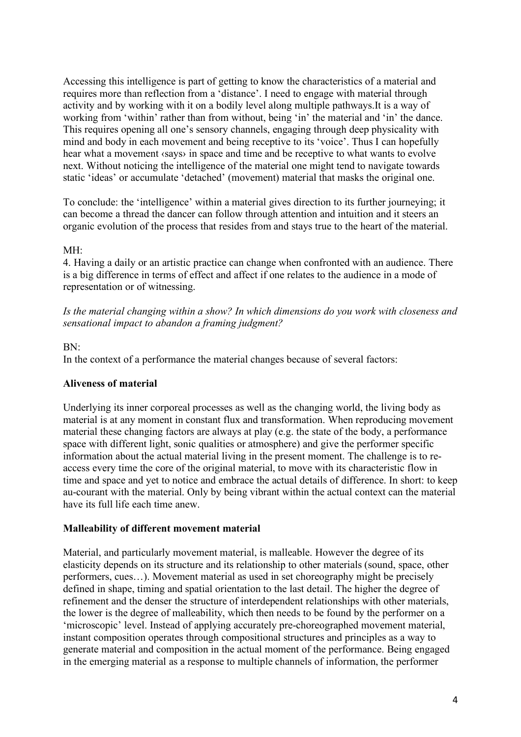Accessing this intelligence is part of getting to know the characteristics of a material and requires more than reflection from a 'distance'. I need to engage with material through activity and by working with it on a bodily level along multiple pathways.It is a way of working from 'within' rather than from without, being 'in' the material and 'in' the dance. This requires opening all one's sensory channels, engaging through deep physicality with mind and body in each movement and being receptive to its 'voice'. Thus I can hopefully hear what a movement ‹says› in space and time and be receptive to what wants to evolve next. Without noticing the intelligence of the material one might tend to navigate towards static 'ideas' or accumulate 'detached' (movement) material that masks the original one.

To conclude: the 'intelligence' within a material gives direction to its further journeying; it can become a thread the dancer can follow through attention and intuition and it steers an organic evolution of the process that resides from and stays true to the heart of the material.

MH:

4. Having a daily or an artistic practice can change when confronted with an audience. There is a big difference in terms of effect and affect if one relates to the audience in a mode of representation or of witnessing.

*Is the material changing within a show? In which dimensions do you work with closeness and sensational impact to abandon a framing judgment?*

BN:

In the context of a performance the material changes because of several factors:

**Aliveness of material**

Underlying its inner corporeal processes as well as the changing world, the living body as material is at any moment in constant flux and transformation. When reproducing movement material these changing factors are always at play (e.g. the state of the body, a performance space with different light, sonic qualities or atmosphere) and give the performer specific information about the actual material living in the present moment. The challenge is to re-access every time the core of the original material, to move with its characteristic flow in time and space and yet to notice and embrace the actual details of difference. In short: to keep au-courant with the material. Only by being vibrant within the actual context can the material have its full life each time anew.

**Malleability of different movement material**

Material, and particularly movement material, is malleable. However the degree of its elasticity depends on its structure and its relationship to other materials (sound, space, other performers, cues…). Movement material as used in set choreography might be precisely defined in shape, timing and spatial orientation to the last detail. The higher the degree of refinement and the denser the structure of interdependent relationships with other materials, the lower is the degree of malleability, which then needs to be found by the performer on a 'microscopic' level. Instead of applying accurately pre-choreographed movement material, instant composition operates through compositional structures and principles as a way to generate material and composition in the actual moment of the performance. Being engaged in the emerging material as a response to multiple channels of information, the performer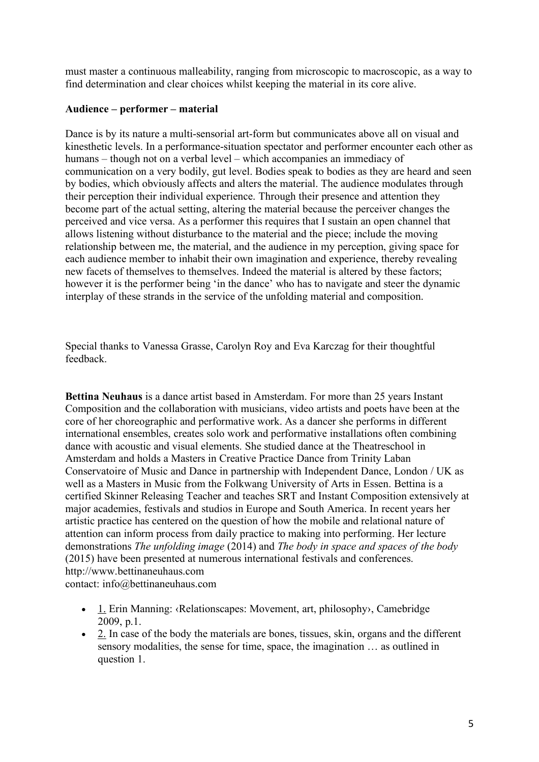must master a continuous malleability, ranging from microscopic to macroscopic, as a way to find determination and clear choices whilst keeping the material in its core alive.

**Audience – performer – material**

Dance is by its nature a multi-sensorial art-form but communicates above all on visual and kinesthetic levels. In a performance-situation spectator and performer encounter each other as humans – though not on a verbal level – which accompanies an immediacy of communication on a very bodily, gut level. Bodies speak to bodies as they are heard and seen by bodies, which obviously affects and alters the material. The audience modulates through their perception their individual experience. Through their presence and attention they become part of the actual setting, altering the material because the perceiver changes the perceived and vice versa. As a performer this requires that I sustain an open channel that allows listening without disturbance to the material and the piece; include the moving relationship between me, the material, and the audience in my perception, giving space for each audience member to inhabit their own imagination and experience, thereby revealing new facets of themselves to themselves. Indeed the material is altered by these factors; however it is the performer being 'in the dance' who has to navigate and steer the dynamic interplay of these strands in the service of the unfolding material and composition.

Special thanks to Vanessa Grasse, Carolyn Roy and Eva Karczag for their thoughtful feedback.

**Bettina Neuhaus** is a dance artist based in Amsterdam. For more than 25 years Instant Composition and the collaboration with musicians, video artists and poets have been at the core of her choreographic and performative work. As a dancer she performs in different international ensembles, creates solo work and performative installations often combining dance with acoustic and visual elements. She studied dance at the Theatreschool in Amsterdam and holds a Masters in Creative Practice Dance from Trinity Laban Conservatoire of Music and Dance in partnership with Independent Dance, London / UK as well as a Masters in Music from the Folkwang University of Arts in Essen. Bettina is a certified Skinner Releasing Teacher and teaches SRT and Instant Composition extensively at major academies, festivals and studios in Europe and South America. In recent years her artistic practice has centered on the question of how the mobile and relational nature of attention can inform process from daily practice to making into performing. Her lecture demonstrations *The unfolding image* (2014) and *The body in space and spaces of the body* (2015) have been presented at numerous international festivals and conferences.
http://www.bettinaneuhaus.com
contact: info@bettinaneuhaus.com

- 1. Erin Manning: ‹Relationscapes: Movement, art, philosophy›, Camebridge 2009, p.1.
- 2. In case of the body the materials are bones, tissues, skin, organs and the different sensory modalities, the sense for time, space, the imagination … as outlined in question 1.